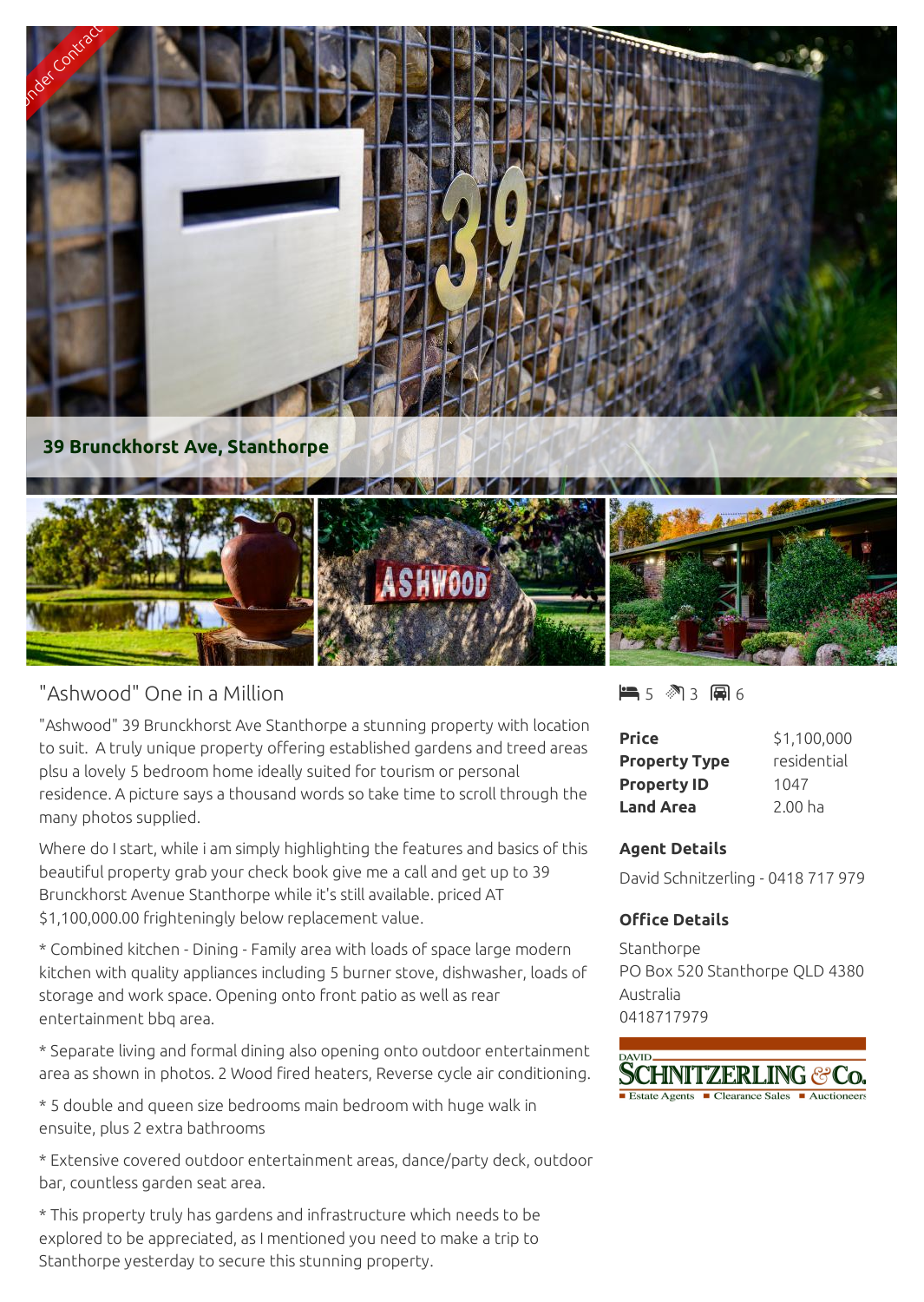Under Contract

## 39 Brunckhorst Ave, Stanthorpe

# "Ashwood" One in a Million

5 | 3 | 6

"Ashwood" 39 Brunckhorst Ave Stanthorpe a stunning property with location to suit. A truly unique property offering established gardens and treed areas plsu a lovely 5 bedroom home ideally suited for tourism or personal residence. A picture says a thousand words so take time to scroll through the many photos supplied.

Where do I start, while i am simply highlighting the features and basics of this beautiful property grab your check book give me a call and get up to 39 Brunckhorst Avenue Stanthorpe while it's still available. priced AT $1,100,000.00 frighteningly below replacement value.

* Combined kitchen - Dining - Family area with loads of space large modern kitchen with quality appliances including 5 burner stove, dishwasher, loads of storage and work space. Opening onto front patio as well as rear entertainment bbq area.

* Separate living and formal dining also opening onto outdoor entertainment area as shown in photos. 2 Wood fired heaters, Reverse cycle air conditioning.

* 5 double and queen size bedrooms main bedroom with huge walk in ensuite, plus 2 extra bathrooms

* Extensive covered outdoor entertainment areas, dance/party deck, outdoor bar, countless garden seat area.

* This property truly has gardens and infrastructure which needs to be explored to be appreciated, as I mentioned you need to make a trip to Stanthorpe yesterday to secure this stunning property.

| | |
|---|---|
| **Price** | $1,100,000 |
| **Property Type** | residential |
| **Property ID** | 1047 |
| **Land Area** | 2.00 ha |

### Agent Details

David Schnitzerling - 0418 717 979

### Office Details

Stanthorpe
PO Box 520 Stanthorpe QLD 4380
Australia
0418717979

DAVID SCHNITZERLING & Co.
Estate Agents ■ Clearance Sales ■ Auctioneers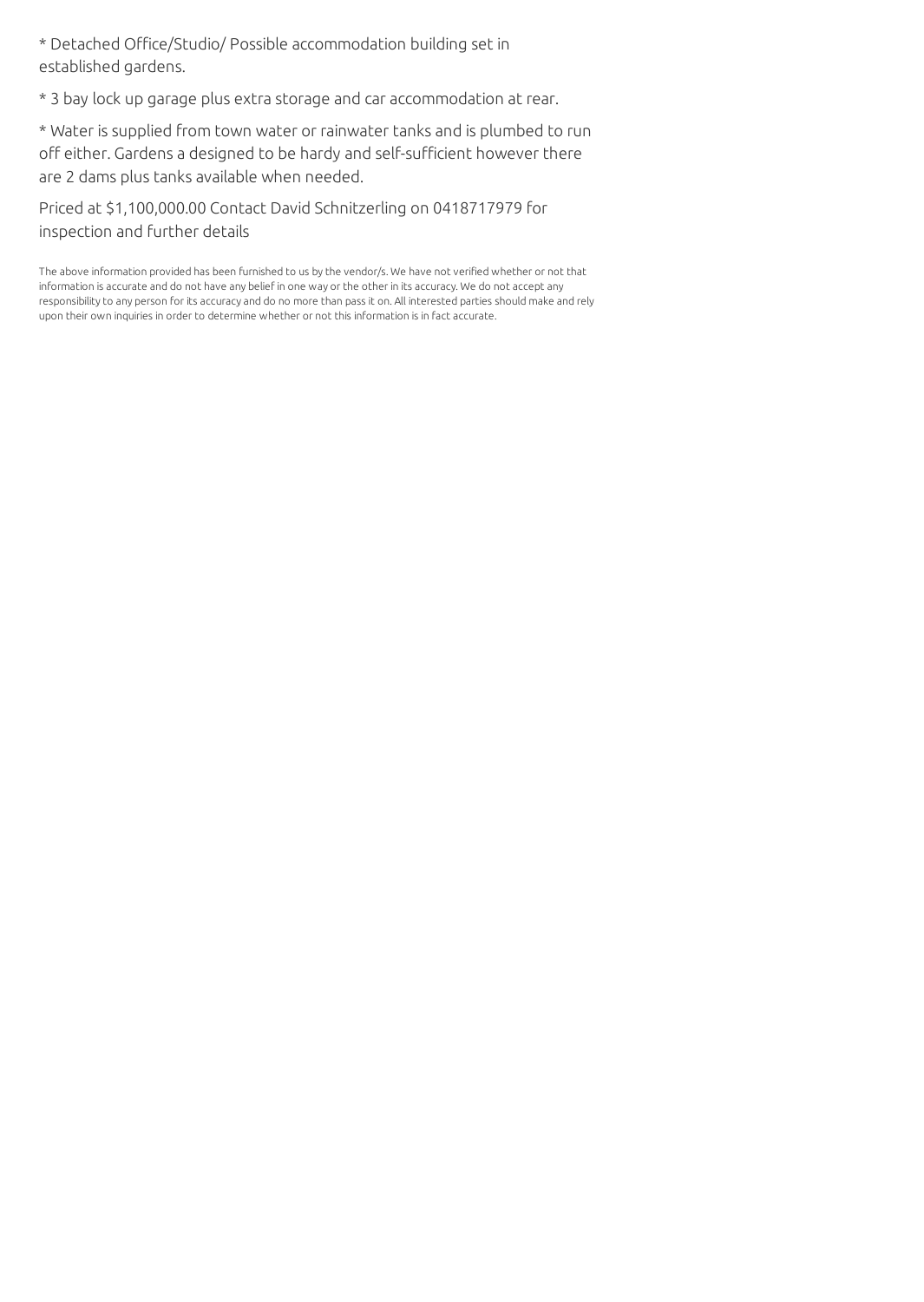* Detached Office/Studio/ Possible accommodation building set in established gardens.

* 3 bay lock up garage plus extra storage and car accommodation at rear.

* Water is supplied from town water or rainwater tanks and is plumbed to run off either. Gardens a designed to be hardy and self-sufficient however there are 2 dams plus tanks available when needed.

Priced at $1,100,000.00 Contact David Schnitzerling on 0418717979 for inspection and further details

The above information provided has been furnished to us by the vendor/s. We have not verified whether or not that information is accurate and do not have any belief in one way or the other in its accuracy. We do not accept any responsibility to any person for its accuracy and do no more than pass it on. All interested parties should make and rely upon their own inquiries in order to determine whether or not this information is in fact accurate.